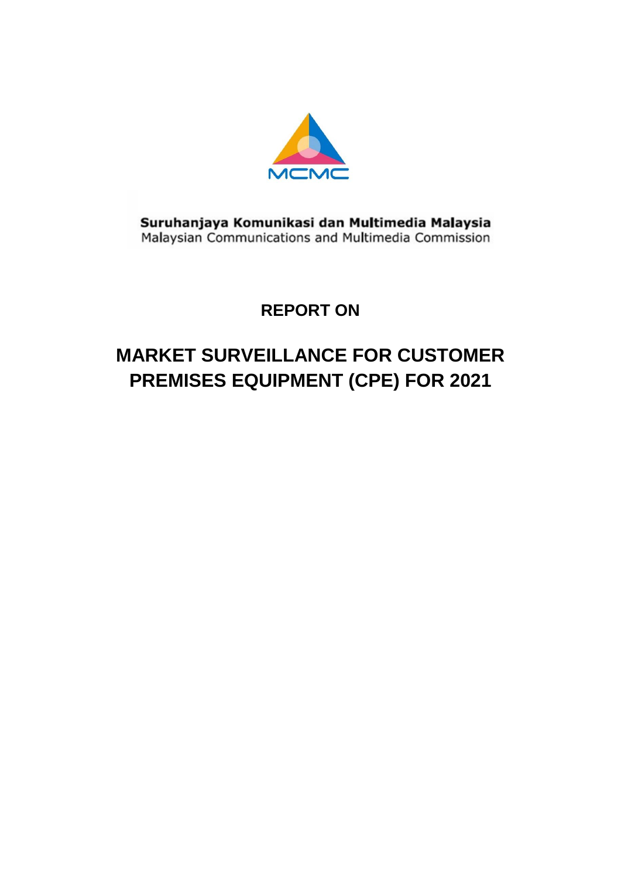MCMC

**Suruhanjaya Komunikasi dan Multimedia Malaysia**
Malaysian Communications and Multimedia Commission

## REPORT ON

# MARKET SURVEILLANCE FOR CUSTOMER PREMISES EQUIPMENT (CPE) FOR 2021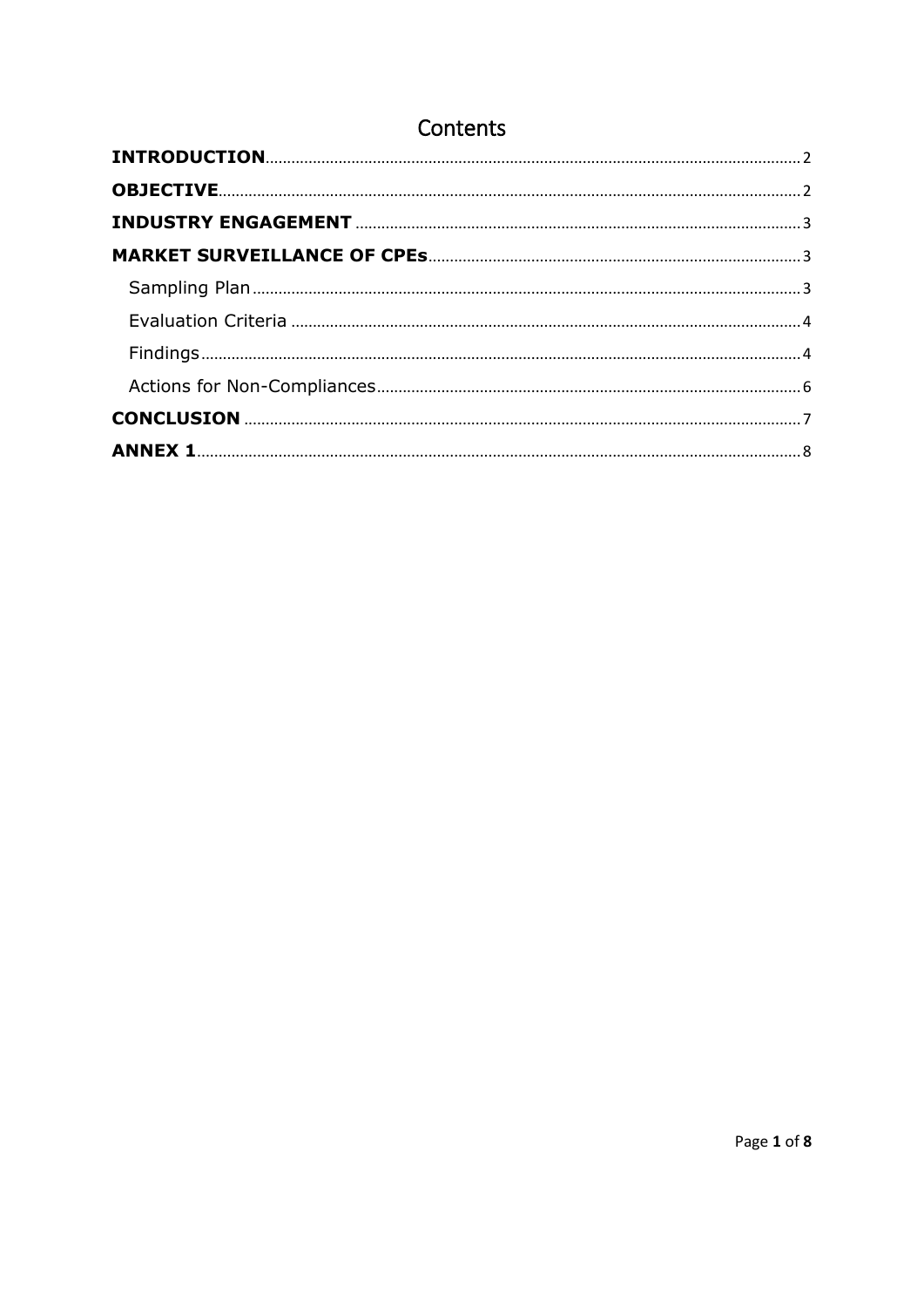# Contents

**INTRODUCTION** ........ 2

**OBJECTIVE** ........ 2

**INDUSTRY ENGAGEMENT** ........ 3

**MARKET SURVEILLANCE OF CPEs** ........ 3

- Sampling Plan ........ 3
- Evaluation Criteria ........ 4
- Findings ........ 4
- Actions for Non-Compliances ........ 6

**CONCLUSION** ........ 7

**ANNEX 1** ........ 8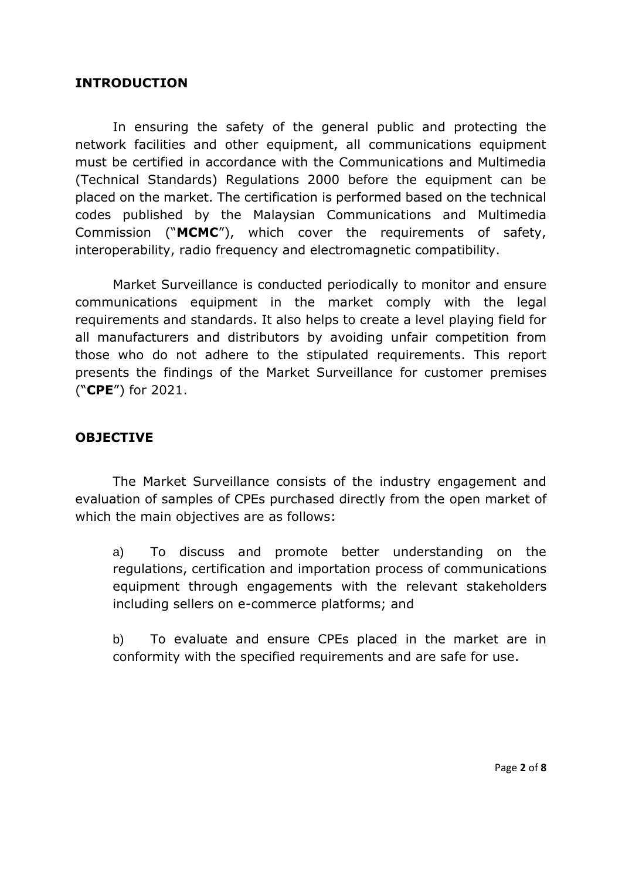## INTRODUCTION

In ensuring the safety of the general public and protecting the network facilities and other equipment, all communications equipment must be certified in accordance with the Communications and Multimedia (Technical Standards) Regulations 2000 before the equipment can be placed on the market. The certification is performed based on the technical codes published by the Malaysian Communications and Multimedia Commission ("**MCMC**"), which cover the requirements of safety, interoperability, radio frequency and electromagnetic compatibility.

Market Surveillance is conducted periodically to monitor and ensure communications equipment in the market comply with the legal requirements and standards. It also helps to create a level playing field for all manufacturers and distributors by avoiding unfair competition from those who do not adhere to the stipulated requirements. This report presents the findings of the Market Surveillance for customer premises ("**CPE**") for 2021.

## OBJECTIVE

The Market Surveillance consists of the industry engagement and evaluation of samples of CPEs purchased directly from the open market of which the main objectives are as follows:

a) To discuss and promote better understanding on the regulations, certification and importation process of communications equipment through engagements with the relevant stakeholders including sellers on e-commerce platforms; and

b) To evaluate and ensure CPEs placed in the market are in conformity with the specified requirements and are safe for use.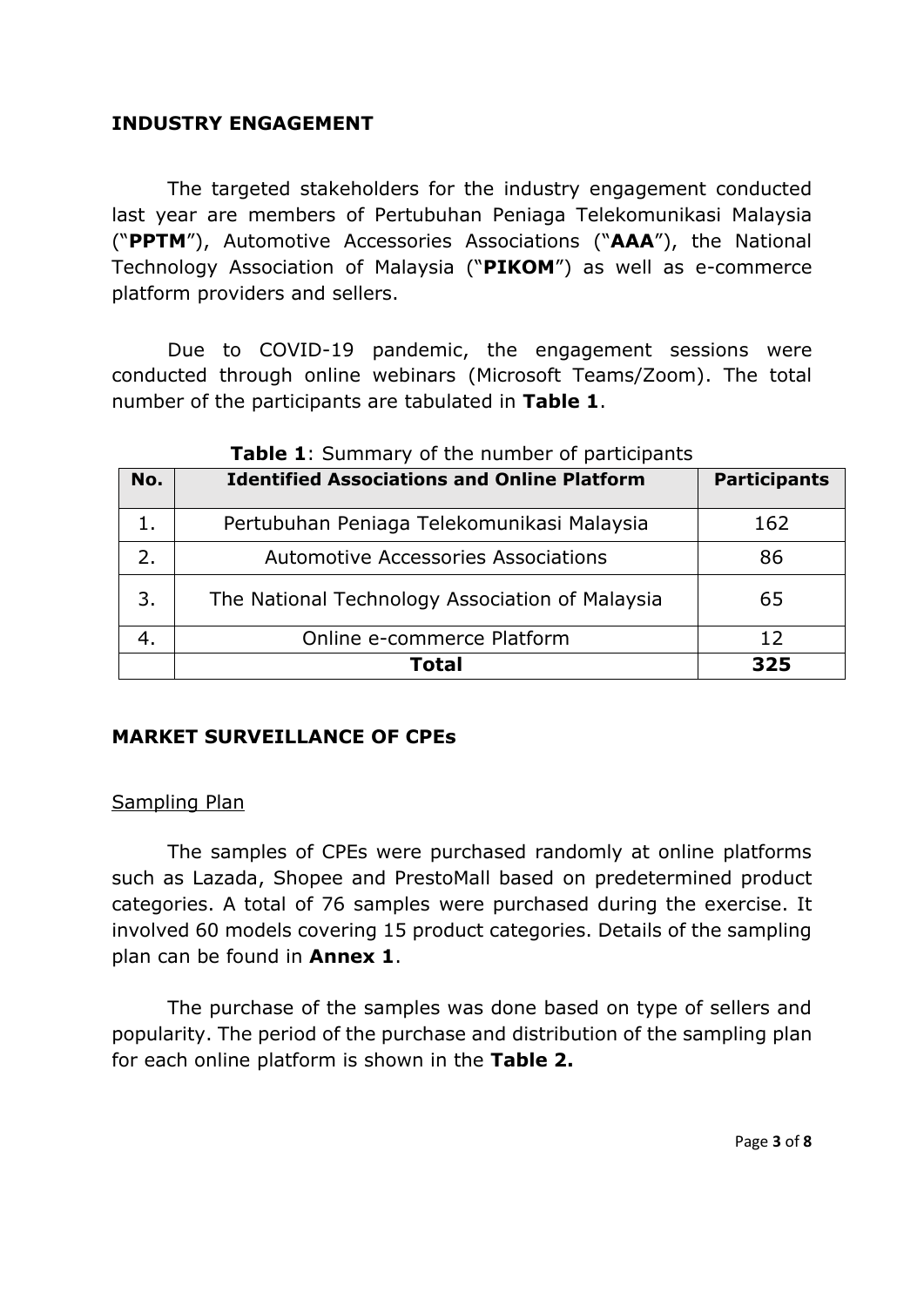## INDUSTRY ENGAGEMENT

The targeted stakeholders for the industry engagement conducted last year are members of Pertubuhan Peniaga Telekomunikasi Malaysia ("**PPTM**"), Automotive Accessories Associations ("**AAA**"), the National Technology Association of Malaysia ("**PIKOM**") as well as e-commerce platform providers and sellers.

Due to COVID-19 pandemic, the engagement sessions were conducted through online webinars (Microsoft Teams/Zoom). The total number of the participants are tabulated in **Table 1**.

**Table 1**: Summary of the number of participants

| No. | Identified Associations and Online Platform | Participants |
|---|---|---|
| 1. | Pertubuhan Peniaga Telekomunikasi Malaysia | 162 |
| 2. | Automotive Accessories Associations | 86 |
| 3. | The National Technology Association of Malaysia | 65 |
| 4. | Online e-commerce Platform | 12 |
| | **Total** | **325** |

## MARKET SURVEILLANCE OF CPEs

Sampling Plan

The samples of CPEs were purchased randomly at online platforms such as Lazada, Shopee and PrestoMall based on predetermined product categories. A total of 76 samples were purchased during the exercise. It involved 60 models covering 15 product categories. Details of the sampling plan can be found in **Annex 1**.

The purchase of the samples was done based on type of sellers and popularity. The period of the purchase and distribution of the sampling plan for each online platform is shown in the **Table 2.**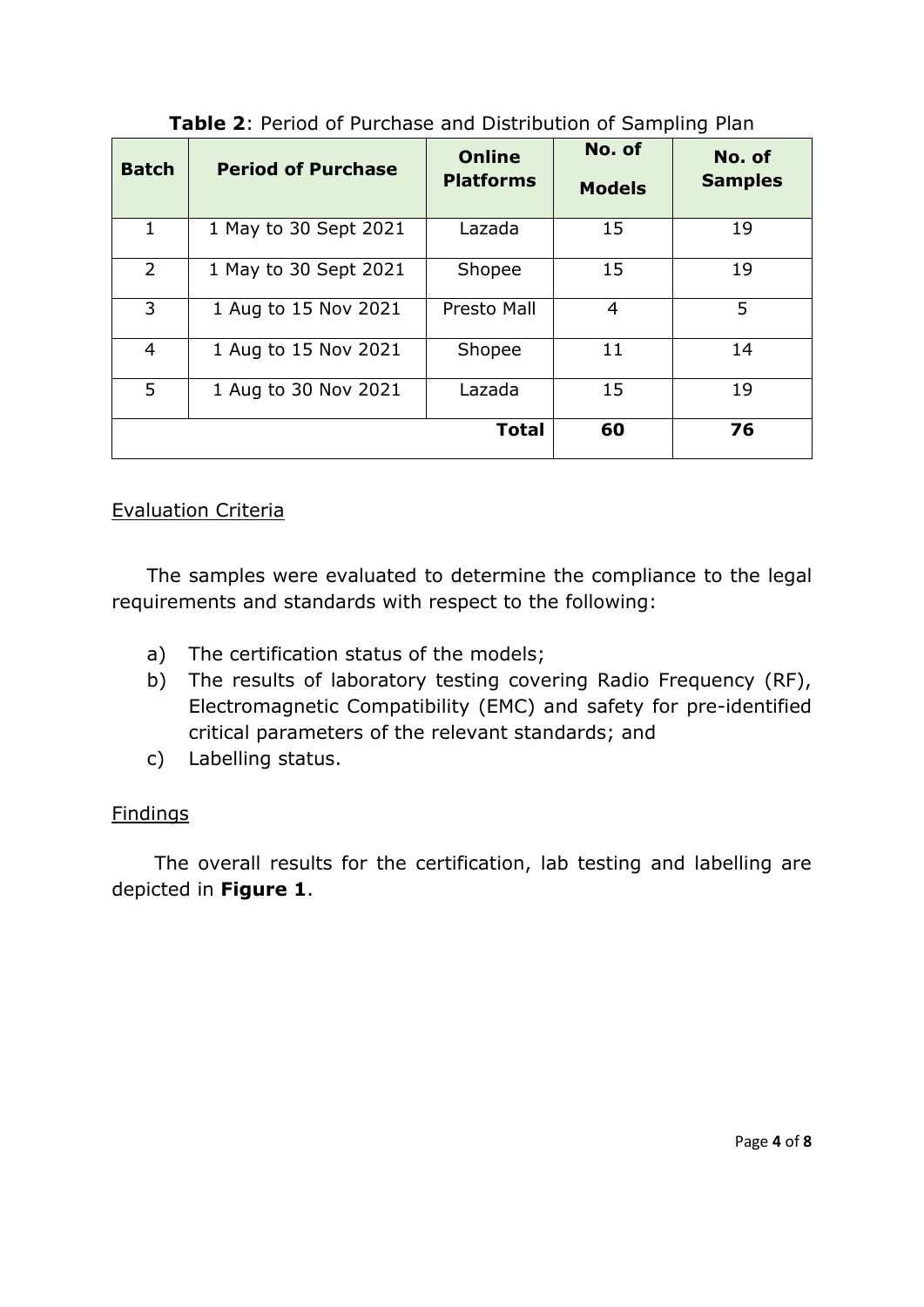**Table 2**: Period of Purchase and Distribution of Sampling Plan

| Batch | Period of Purchase | Online Platforms | No. of Models | No. of Samples |
|---|---|---|---|---|
| 1 | 1 May to 30 Sept 2021 | Lazada | 15 | 19 |
| 2 | 1 May to 30 Sept 2021 | Shopee | 15 | 19 |
| 3 | 1 Aug to 15 Nov 2021 | Presto Mall | 4 | 5 |
| 4 | 1 Aug to 15 Nov 2021 | Shopee | 11 | 14 |
| 5 | 1 Aug to 30 Nov 2021 | Lazada | 15 | 19 |
| | | **Total** | **60** | **76** |

## Evaluation Criteria

The samples were evaluated to determine the compliance to the legal requirements and standards with respect to the following:

a) The certification status of the models;
b) The results of laboratory testing covering Radio Frequency (RF), Electromagnetic Compatibility (EMC) and safety for pre-identified critical parameters of the relevant standards; and
c) Labelling status.

## Findings

The overall results for the certification, lab testing and labelling are depicted in **Figure 1**.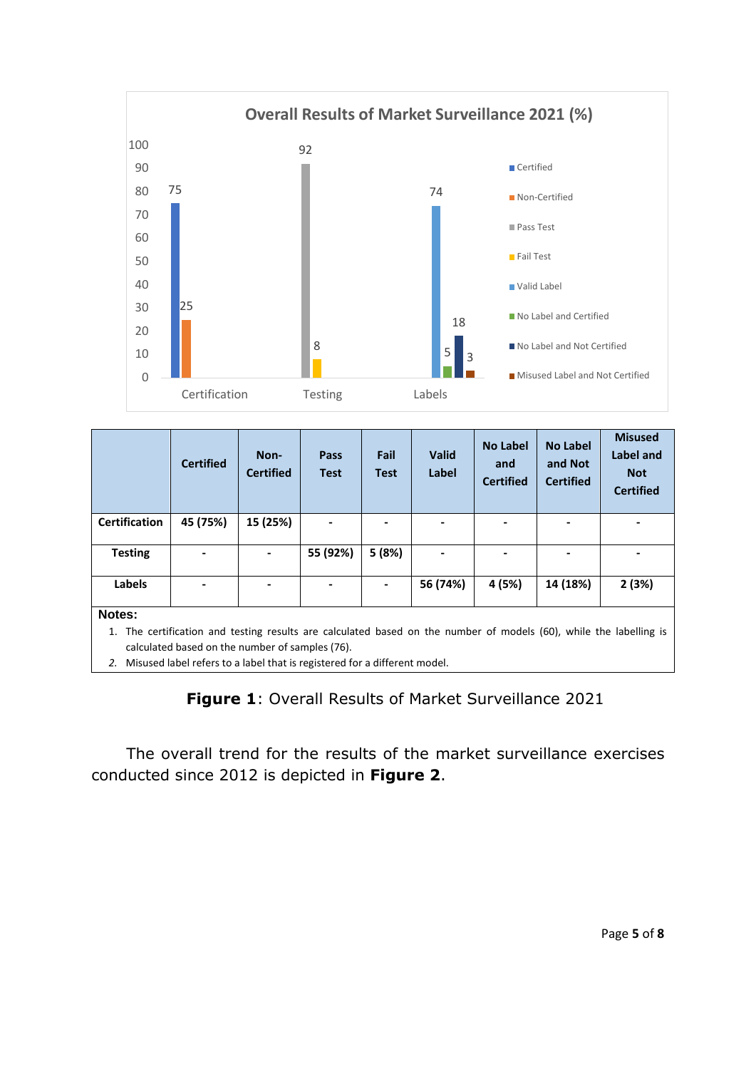**Overall Results of Market Surveillance 2021 (%)**

| | Certified | Non-Certified | Pass Test | Fail Test | Valid Label | No Label and Certified | No Label and Not Certified | Misused Label and Not Certified |
|---|---|---|---|---|---|---|---|---|
| **Certification** | **45 (75%)** | **15 (25%)** | **-** | **-** | **-** | **-** | **-** | **-** |
| **Testing** | **-** | **-** | **55 (92%)** | **5 (8%)** | **-** | **-** | **-** | **-** |
| **Labels** | **-** | **-** | **-** | **-** | **56 (74%)** | **4 (5%)** | **14 (18%)** | **2 (3%)** |

**Notes:**

1. The certification and testing results are calculated based on the number of models (60), while the labelling is calculated based on the number of samples (76).
2. *Misused label refers to a label that is registered for a different model.*

**Figure 1**: Overall Results of Market Surveillance 2021

The overall trend for the results of the market surveillance exercises conducted since 2012 is depicted in **Figure 2**.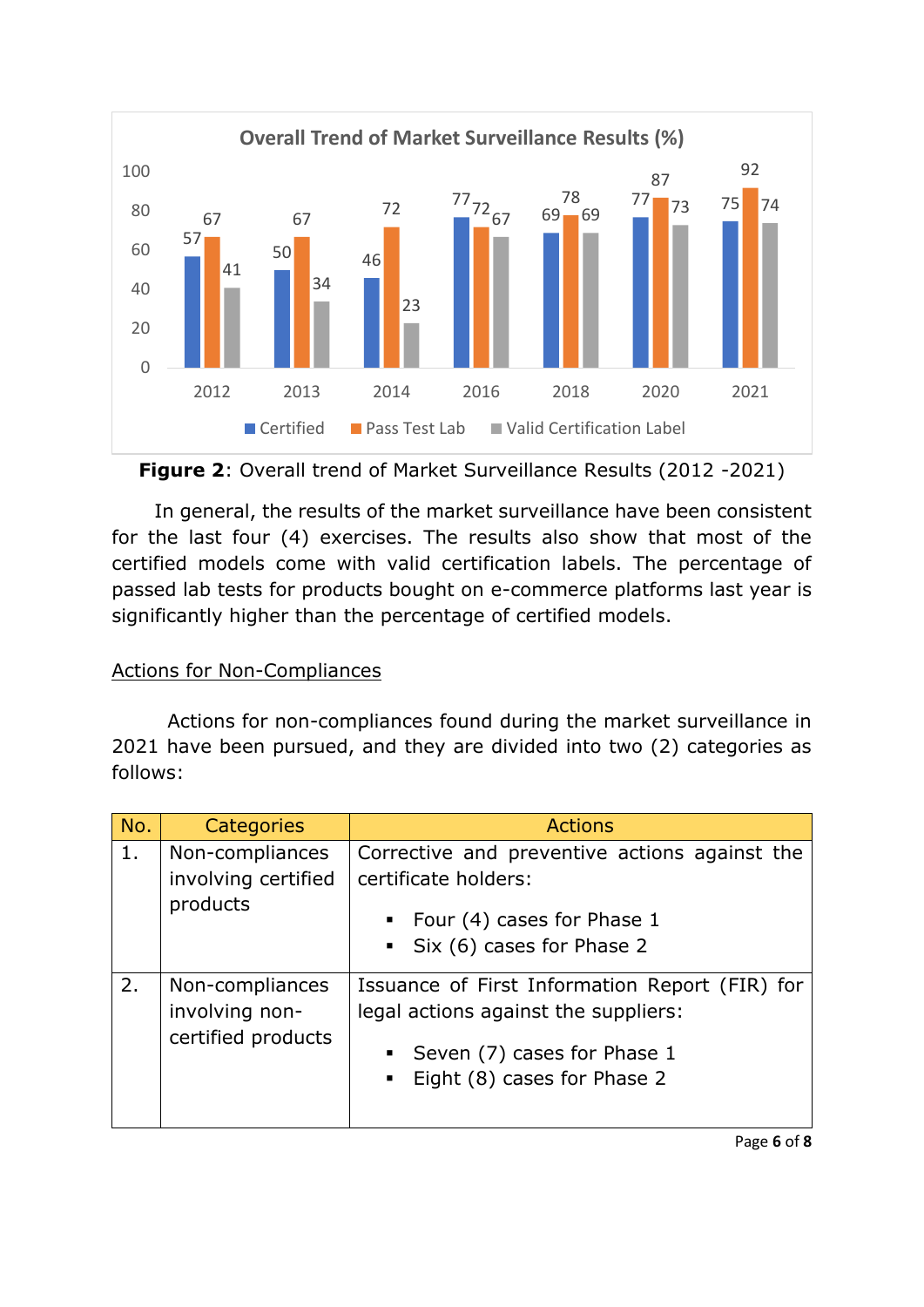**Figure 2**: Overall trend of Market Surveillance Results (2012 -2021)

In general, the results of the market surveillance have been consistent for the last four (4) exercises. The results also show that most of the certified models come with valid certification labels. The percentage of passed lab tests for products bought on e-commerce platforms last year is significantly higher than the percentage of certified models.

<u>Actions for Non-Compliances</u>

Actions for non-compliances found during the market surveillance in 2021 have been pursued, and they are divided into two (2) categories as follows:

| No. | Categories | Actions |
|---|---|---|
| 1. | Non-compliances involving certified products | Corrective and preventive actions against the certificate holders:<br>▪ Four (4) cases for Phase 1<br>▪ Six (6) cases for Phase 2 |
| 2. | Non-compliances involving non-certified products | Issuance of First Information Report (FIR) for legal actions against the suppliers:<br>▪ Seven (7) cases for Phase 1<br>▪ Eight (8) cases for Phase 2 |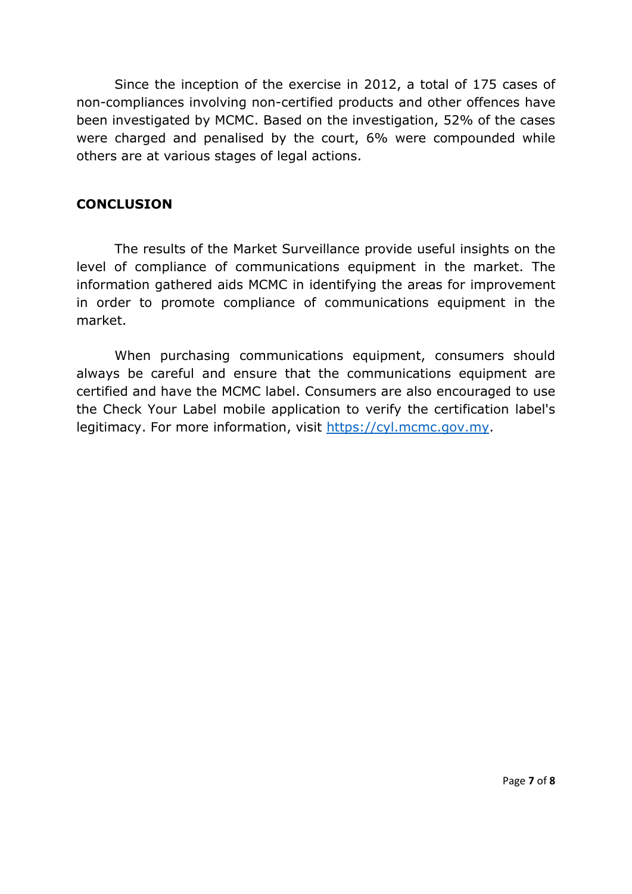Since the inception of the exercise in 2012, a total of 175 cases of non-compliances involving non-certified products and other offences have been investigated by MCMC. Based on the investigation, 52% of the cases were charged and penalised by the court, 6% were compounded while others are at various stages of legal actions.

## CONCLUSION

The results of the Market Surveillance provide useful insights on the level of compliance of communications equipment in the market. The information gathered aids MCMC in identifying the areas for improvement in order to promote compliance of communications equipment in the market.

When purchasing communications equipment, consumers should always be careful and ensure that the communications equipment are certified and have the MCMC label. Consumers are also encouraged to use the Check Your Label mobile application to verify the certification label's legitimacy. For more information, visit [https://cyl.mcmc.gov.my](https://cyl.mcmc.gov.my).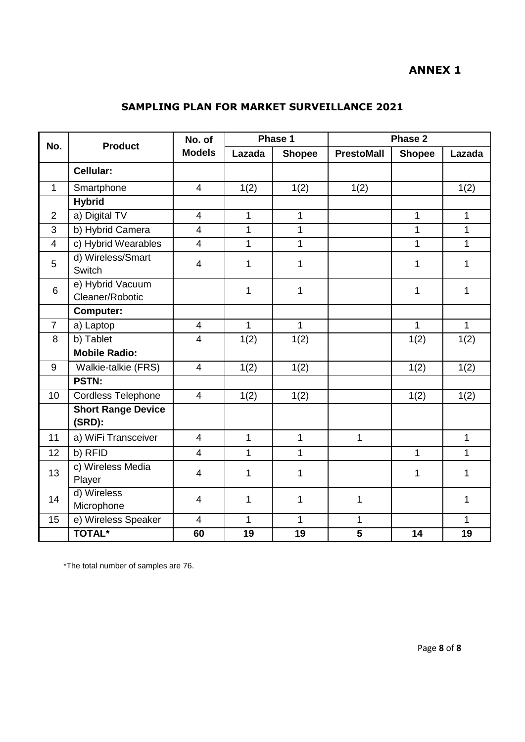# ANNEX 1

## SAMPLING PLAN FOR MARKET SURVEILLANCE 2021

| No. | Product | No. of Models | Phase 1 | | Phase 2 | | |
|---|---|---|---|---|---|---|---|
| | | | Lazada | Shopee | PrestoMall | Shopee | Lazada |
| | **Cellular:** | | | | | | |
| 1 | Smartphone | 4 | 1(2) | 1(2) | 1(2) | | 1(2) |
| | **Hybrid** | | | | | | |
| 2 | a) Digital TV | 4 | 1 | 1 | | 1 | 1 |
| 3 | b) Hybrid Camera | 4 | 1 | 1 | | 1 | 1 |
| 4 | c) Hybrid Wearables | 4 | 1 | 1 | | 1 | 1 |
| 5 | d) Wireless/Smart Switch | 4 | 1 | 1 | | 1 | 1 |
| 6 | e) Hybrid Vacuum Cleaner/Robotic | | 1 | 1 | | 1 | 1 |
| | **Computer:** | | | | | | |
| 7 | a) Laptop | 4 | 1 | 1 | | 1 | 1 |
| 8 | b) Tablet | 4 | 1(2) | 1(2) | | 1(2) | 1(2) |
| | **Mobile Radio:** | | | | | | |
| 9 | Walkie-talkie (FRS) | 4 | 1(2) | 1(2) | | 1(2) | 1(2) |
| | **PSTN:** | | | | | | |
| 10 | Cordless Telephone | 4 | 1(2) | 1(2) | | 1(2) | 1(2) |
| | **Short Range Device (SRD):** | | | | | | |
| 11 | a) WiFi Transceiver | 4 | 1 | 1 | 1 | | 1 |
| 12 | b) RFID | 4 | 1 | 1 | | 1 | 1 |
| 13 | c) Wireless Media Player | 4 | 1 | 1 | | 1 | 1 |
| 14 | d) Wireless Microphone | 4 | 1 | 1 | 1 | | 1 |
| 15 | e) Wireless Speaker | 4 | 1 | 1 | 1 | | 1 |
| | **TOTAL*** | **60** | **19** | **19** | **5** | **14** | **19** |

*The total number of samples are 76.